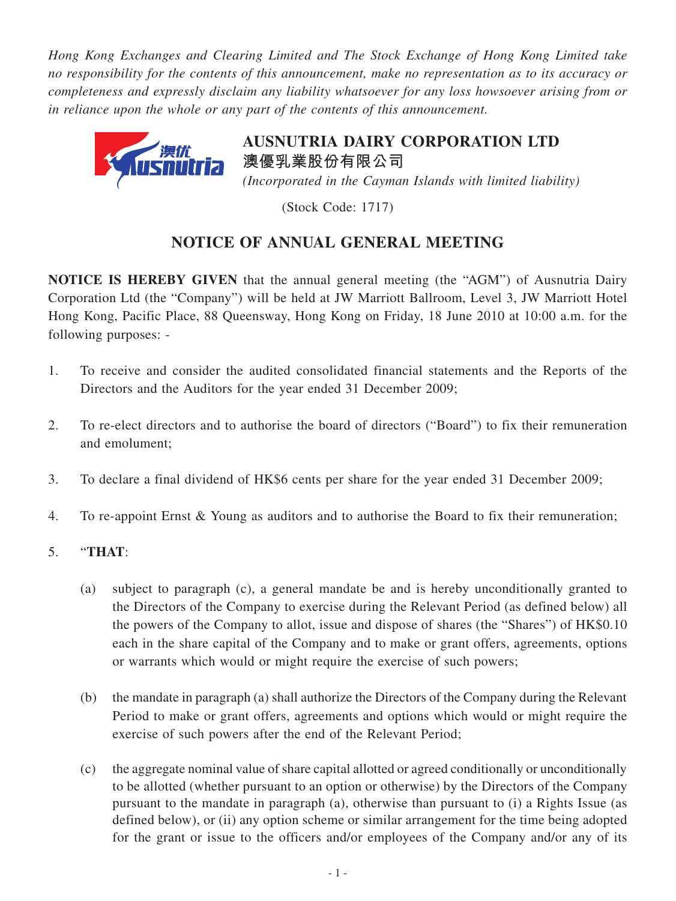*Hong Kong Exchanges and Clearing Limited and The Stock Exchange of Hong Kong Limited take no responsibility for the contents of this announcement, make no representation as to its accuracy or completeness and expressly disclaim any liability whatsoever for any loss howsoever arising from or in reliance upon the whole or any part of the contents of this announcement.*

**AUSNUTRIA DAIRY CORPORATION LTD**
**澳優乳業股份有限公司**
*(Incorporated in the Cayman Islands with limited liability)*

(Stock Code: 1717)

## NOTICE OF ANNUAL GENERAL MEETING

**NOTICE IS HEREBY GIVEN** that the annual general meeting (the "AGM") of Ausnutria Dairy Corporation Ltd (the "Company") will be held at JW Marriott Ballroom, Level 3, JW Marriott Hotel Hong Kong, Pacific Place, 88 Queensway, Hong Kong on Friday, 18 June 2010 at 10:00 a.m. for the following purposes: -

1. To receive and consider the audited consolidated financial statements and the Reports of the Directors and the Auditors for the year ended 31 December 2009;

2. To re-elect directors and to authorise the board of directors ("Board") to fix their remuneration and emolument;

3. To declare a final dividend of HK$6 cents per share for the year ended 31 December 2009;

4. To re-appoint Ernst & Young as auditors and to authorise the Board to fix their remuneration;

5. "**THAT**:

   (a) subject to paragraph (c), a general mandate be and is hereby unconditionally granted to the Directors of the Company to exercise during the Relevant Period (as defined below) all the powers of the Company to allot, issue and dispose of shares (the "Shares") of HK$0.10 each in the share capital of the Company and to make or grant offers, agreements, options or warrants which would or might require the exercise of such powers;

   (b) the mandate in paragraph (a) shall authorize the Directors of the Company during the Relevant Period to make or grant offers, agreements and options which would or might require the exercise of such powers after the end of the Relevant Period;

   (c) the aggregate nominal value of share capital allotted or agreed conditionally or unconditionally to be allotted (whether pursuant to an option or otherwise) by the Directors of the Company pursuant to the mandate in paragraph (a), otherwise than pursuant to (i) a Rights Issue (as defined below), or (ii) any option scheme or similar arrangement for the time being adopted for the grant or issue to the officers and/or employees of the Company and/or any of its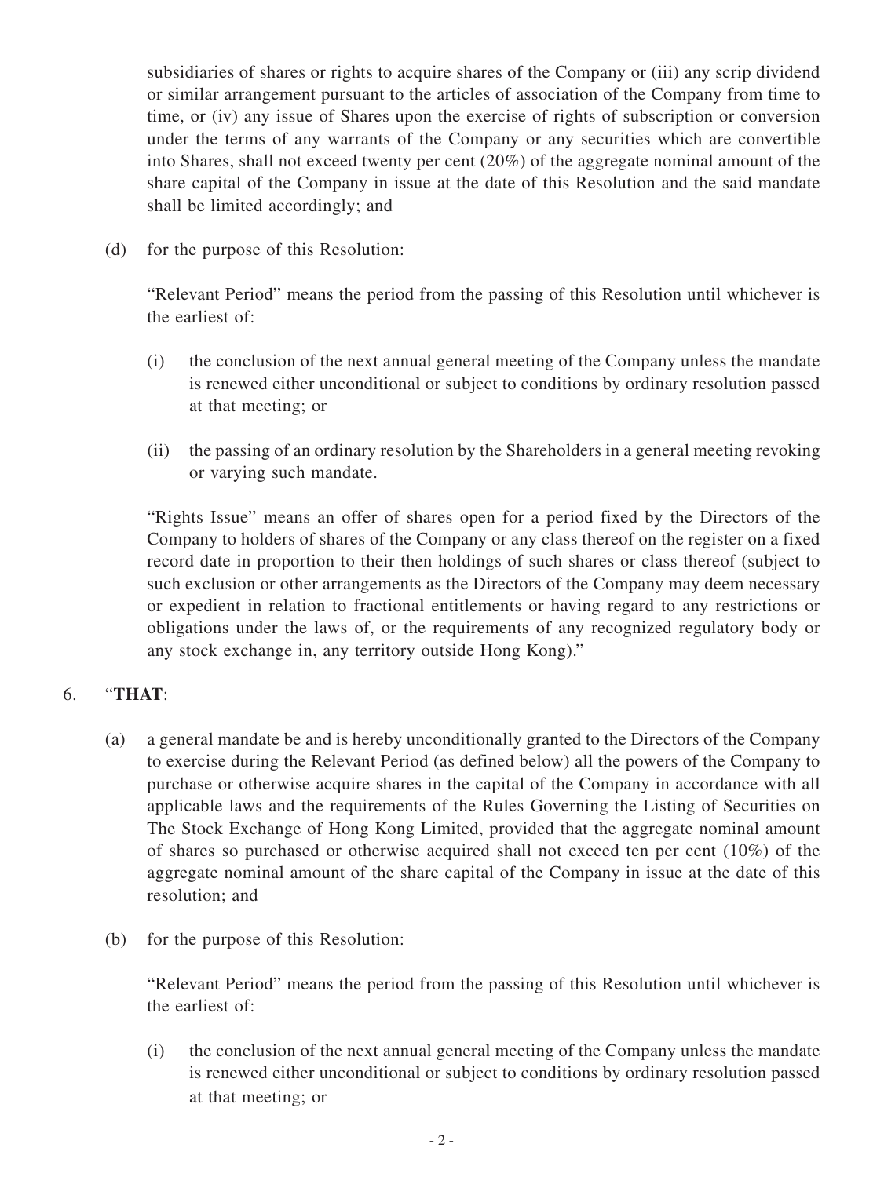subsidiaries of shares or rights to acquire shares of the Company or (iii) any scrip dividend or similar arrangement pursuant to the articles of association of the Company from time to time, or (iv) any issue of Shares upon the exercise of rights of subscription or conversion under the terms of any warrants of the Company or any securities which are convertible into Shares, shall not exceed twenty per cent (20%) of the aggregate nominal amount of the share capital of the Company in issue at the date of this Resolution and the said mandate shall be limited accordingly; and

(d) for the purpose of this Resolution:

"Relevant Period" means the period from the passing of this Resolution until whichever is the earliest of:

(i) the conclusion of the next annual general meeting of the Company unless the mandate is renewed either unconditional or subject to conditions by ordinary resolution passed at that meeting; or

(ii) the passing of an ordinary resolution by the Shareholders in a general meeting revoking or varying such mandate.

"Rights Issue" means an offer of shares open for a period fixed by the Directors of the Company to holders of shares of the Company or any class thereof on the register on a fixed record date in proportion to their then holdings of such shares or class thereof (subject to such exclusion or other arrangements as the Directors of the Company may deem necessary or expedient in relation to fractional entitlements or having regard to any restrictions or obligations under the laws of, or the requirements of any recognized regulatory body or any stock exchange in, any territory outside Hong Kong)."

6. "**THAT**:

(a) a general mandate be and is hereby unconditionally granted to the Directors of the Company to exercise during the Relevant Period (as defined below) all the powers of the Company to purchase or otherwise acquire shares in the capital of the Company in accordance with all applicable laws and the requirements of the Rules Governing the Listing of Securities on The Stock Exchange of Hong Kong Limited, provided that the aggregate nominal amount of shares so purchased or otherwise acquired shall not exceed ten per cent (10%) of the aggregate nominal amount of the share capital of the Company in issue at the date of this resolution; and

(b) for the purpose of this Resolution:

"Relevant Period" means the period from the passing of this Resolution until whichever is the earliest of:

(i) the conclusion of the next annual general meeting of the Company unless the mandate is renewed either unconditional or subject to conditions by ordinary resolution passed at that meeting; or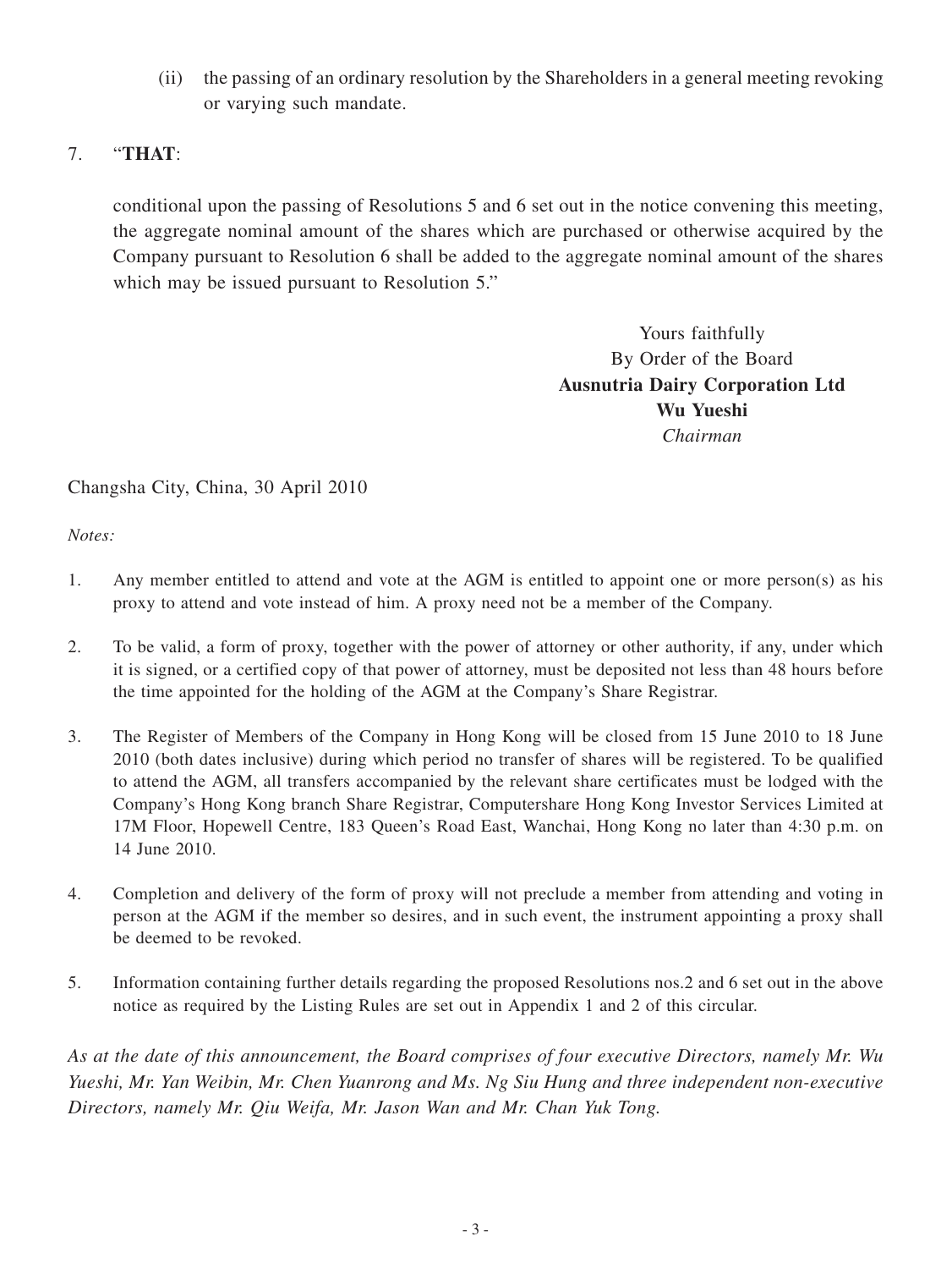(ii) the passing of an ordinary resolution by the Shareholders in a general meeting revoking or varying such mandate.

7. "**THAT**:

conditional upon the passing of Resolutions 5 and 6 set out in the notice convening this meeting, the aggregate nominal amount of the shares which are purchased or otherwise acquired by the Company pursuant to Resolution 6 shall be added to the aggregate nominal amount of the shares which may be issued pursuant to Resolution 5."

Yours faithfully
By Order of the Board
**Ausnutria Dairy Corporation Ltd**
**Wu Yueshi**
*Chairman*

Changsha City, China, 30 April 2010

*Notes:*

1. Any member entitled to attend and vote at the AGM is entitled to appoint one or more person(s) as his proxy to attend and vote instead of him. A proxy need not be a member of the Company.

2. To be valid, a form of proxy, together with the power of attorney or other authority, if any, under which it is signed, or a certified copy of that power of attorney, must be deposited not less than 48 hours before the time appointed for the holding of the AGM at the Company's Share Registrar.

3. The Register of Members of the Company in Hong Kong will be closed from 15 June 2010 to 18 June 2010 (both dates inclusive) during which period no transfer of shares will be registered. To be qualified to attend the AGM, all transfers accompanied by the relevant share certificates must be lodged with the Company's Hong Kong branch Share Registrar, Computershare Hong Kong Investor Services Limited at 17M Floor, Hopewell Centre, 183 Queen's Road East, Wanchai, Hong Kong no later than 4:30 p.m. on 14 June 2010.

4. Completion and delivery of the form of proxy will not preclude a member from attending and voting in person at the AGM if the member so desires, and in such event, the instrument appointing a proxy shall be deemed to be revoked.

5. Information containing further details regarding the proposed Resolutions nos.2 and 6 set out in the above notice as required by the Listing Rules are set out in Appendix 1 and 2 of this circular.

*As at the date of this announcement, the Board comprises of four executive Directors, namely Mr. Wu Yueshi, Mr. Yan Weibin, Mr. Chen Yuanrong and Ms. Ng Siu Hung and three independent non-executive Directors, namely Mr. Qiu Weifa, Mr. Jason Wan and Mr. Chan Yuk Tong.*